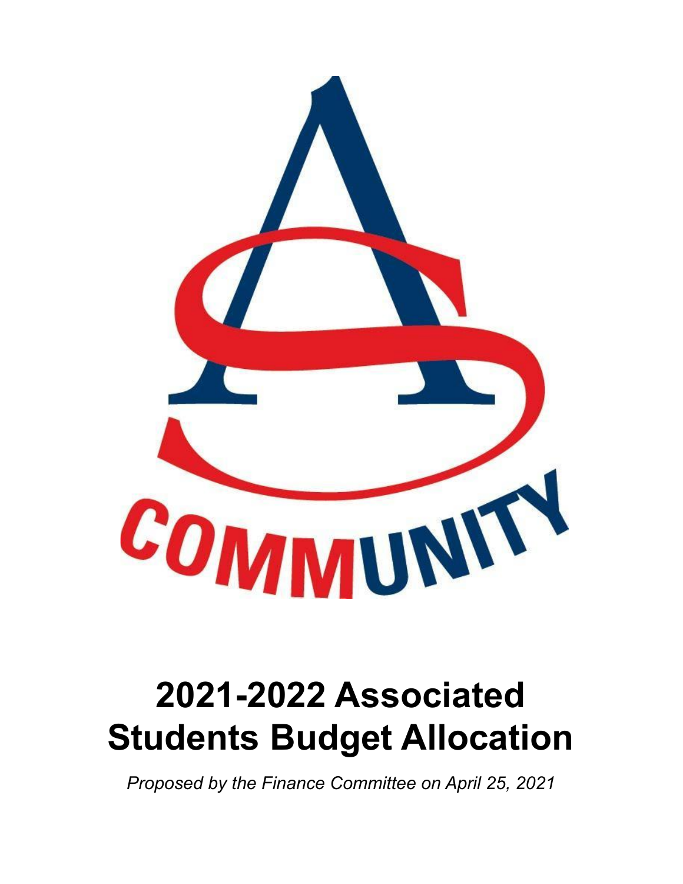# 2021-2022 Associated Students Budget Allocation

*Proposed by the Finance Committee on April 25, 2021*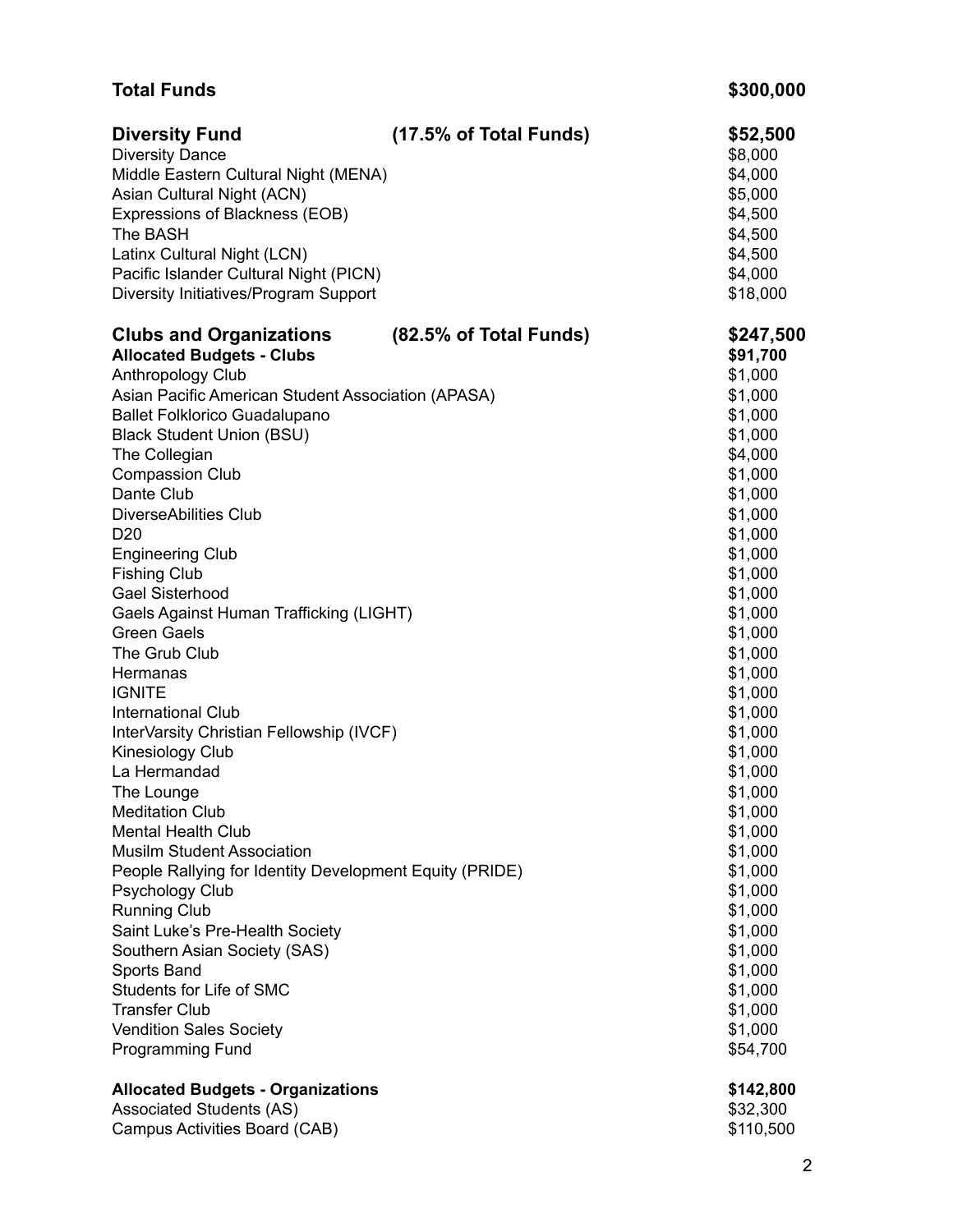| **Total Funds** | | **$300,000** |
|---|---|---|
| | | |
| **Diversity Fund** | **(17.5% of Total Funds)** | **$52,500** |
| Diversity Dance | | $8,000 |
| Middle Eastern Cultural Night (MENA) | | $4,000 |
| Asian Cultural Night (ACN) | | $5,000 |
| Expressions of Blackness (EOB) | | $4,500 |
| The BASH | | $4,500 |
| Latinx Cultural Night (LCN) | | $4,500 |
| Pacific Islander Cultural Night (PICN) | | $4,000 |
| Diversity Initiatives/Program Support | | $18,000 |
| | | |
| **Clubs and Organizations** | **(82.5% of Total Funds)** | **$247,500** |
| **Allocated Budgets - Clubs** | | **$91,700** |
| Anthropology Club | | $1,000 |
| Asian Pacific American Student Association (APASA) | | $1,000 |
| Ballet Folklorico Guadalupano | | $1,000 |
| Black Student Union (BSU) | | $1,000 |
| The Collegian | | $4,000 |
| Compassion Club | | $1,000 |
| Dante Club | | $1,000 |
| DiverseAbilities Club | | $1,000 |
| D20 | | $1,000 |
| Engineering Club | | $1,000 |
| Fishing Club | | $1,000 |
| Gael Sisterhood | | $1,000 |
| Gaels Against Human Trafficking (LIGHT) | | $1,000 |
| Green Gaels | | $1,000 |
| The Grub Club | | $1,000 |
| Hermanas | | $1,000 |
| IGNITE | | $1,000 |
| International Club | | $1,000 |
| InterVarsity Christian Fellowship (IVCF) | | $1,000 |
| Kinesiology Club | | $1,000 |
| La Hermandad | | $1,000 |
| The Lounge | | $1,000 |
| Meditation Club | | $1,000 |
| Mental Health Club | | $1,000 |
| Musilm Student Association | | $1,000 |
| People Rallying for Identity Development Equity (PRIDE) | | $1,000 |
| Psychology Club | | $1,000 |
| Running Club | | $1,000 |
| Saint Luke's Pre-Health Society | | $1,000 |
| Southern Asian Society (SAS) | | $1,000 |
| Sports Band | | $1,000 |
| Students for Life of SMC | | $1,000 |
| Transfer Club | | $1,000 |
| Vendition Sales Society | | $1,000 |
| Programming Fund | | $54,700 |
| | | |
| **Allocated Budgets - Organizations** | | **$142,800** |
| Associated Students (AS) | | $32,300 |
| Campus Activities Board (CAB) | | $110,500 |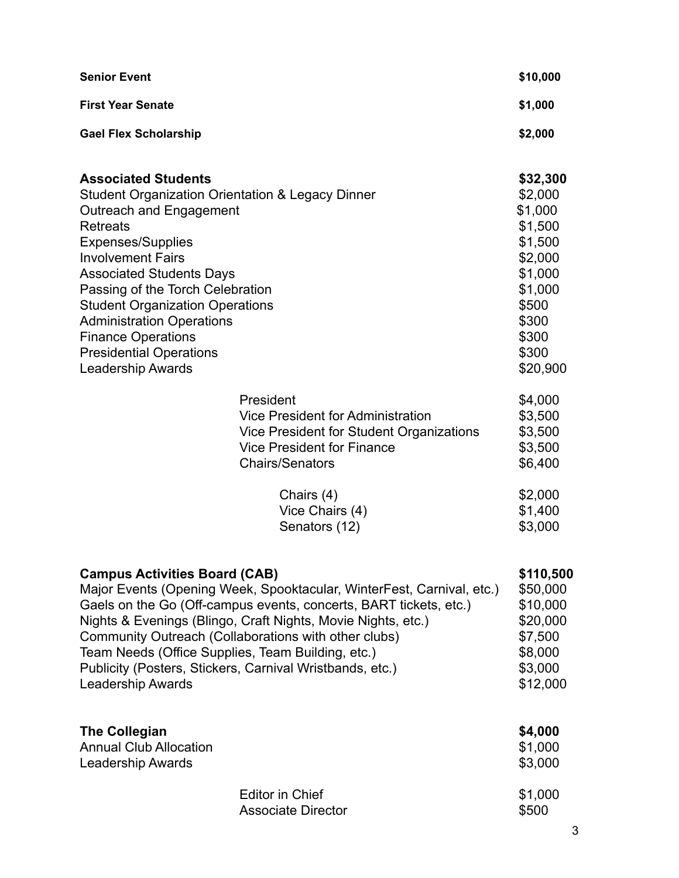| | |
|---|---|
| **Senior Event** | **$10,000** |
| **First Year Senate** | **$1,000** |
| **Gael Flex Scholarship** | **$2,000** |

| | |
|---|---|
| **Associated Students** | **$32,300** |
| Student Organization Orientation & Legacy Dinner | $2,000 |
| Outreach and Engagement | $1,000 |
| Retreats | $1,500 |
| Expenses/Supplies | $1,500 |
| Involvement Fairs | $2,000 |
| Associated Students Days | $1,000 |
| Passing of the Torch Celebration | $1,000 |
| Student Organization Operations | $500 |
| Administration Operations | $300 |
| Finance Operations | $300 |
| Presidential Operations | $300 |
| Leadership Awards | $20,900 |
| President | $4,000 |
| Vice President for Administration | $3,500 |
| Vice President for Student Organizations | $3,500 |
| Vice President for Finance | $3,500 |
| Chairs/Senators | $6,400 |
| Chairs (4) | $2,000 |
| Vice Chairs (4) | $1,400 |
| Senators (12) | $3,000 |

| | |
|---|---|
| **Campus Activities Board (CAB)** | **$110,500** |
| Major Events (Opening Week, Spooktacular, WinterFest, Carnival, etc.) | $50,000 |
| Gaels on the Go (Off-campus events, concerts, BART tickets, etc.) | $10,000 |
| Nights & Evenings (Blingo, Craft Nights, Movie Nights, etc.) | $20,000 |
| Community Outreach (Collaborations with other clubs) | $7,500 |
| Team Needs (Office Supplies, Team Building, etc.) | $8,000 |
| Publicity (Posters, Stickers, Carnival Wristbands, etc.) | $3,000 |
| Leadership Awards | $12,000 |

| | |
|---|---|
| **The Collegian** | **$4,000** |
| Annual Club Allocation | $1,000 |
| Leadership Awards | $3,000 |
| Editor in Chief | $1,000 |
| Associate Director | $500 |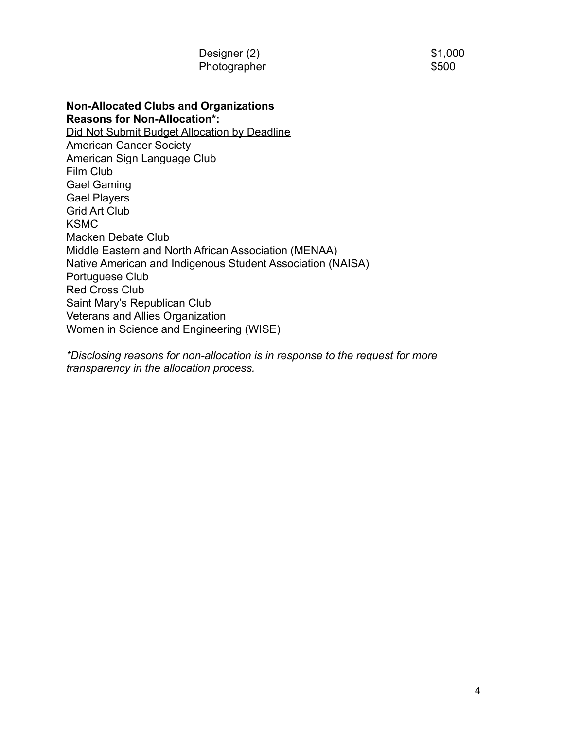| | |
|---|---|
| Designer (2) | $1,000 |
| Photographer | $500 |

**Non-Allocated Clubs and Organizations**
**Reasons for Non-Allocation*:**

<u>Did Not Submit Budget Allocation by Deadline</u>

American Cancer Society
American Sign Language Club
Film Club
Gael Gaming
Gael Players
Grid Art Club
KSMC
Macken Debate Club
Middle Eastern and North African Association (MENAA)
Native American and Indigenous Student Association (NAISA)
Portuguese Club
Red Cross Club
Saint Mary's Republican Club
Veterans and Allies Organization
Women in Science and Engineering (WISE)

*\*Disclosing reasons for non-allocation is in response to the request for more transparency in the allocation process.*